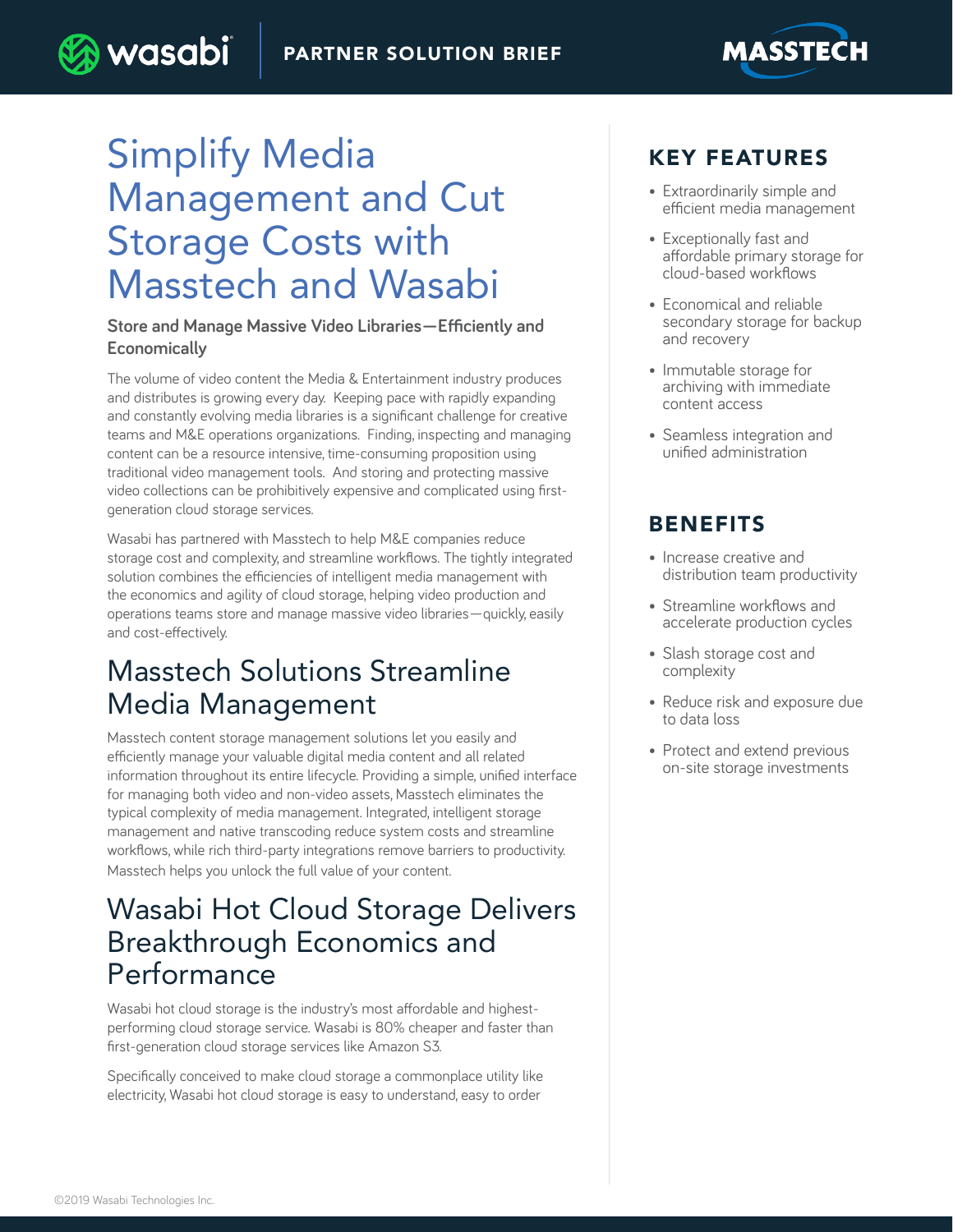PARTNER SOLUTION BRIEF

# Simplify Media Management and Cut Storage Costs with Masstech and Wasabi

**Store and Manage Massive Video Libraries—Efficiently and Economically**

The volume of video content the Media & Entertainment industry produces and distributes is growing every day. Keeping pace with rapidly expanding and constantly evolving media libraries is a significant challenge for creative teams and M&E operations organizations. Finding, inspecting and managing content can be a resource intensive, time-consuming proposition using traditional video management tools. And storing and protecting massive video collections can be prohibitively expensive and complicated using first-generation cloud storage services.

Wasabi has partnered with Masstech to help M&E companies reduce storage cost and complexity, and streamline workflows. The tightly integrated solution combines the efficiencies of intelligent media management with the economics and agility of cloud storage, helping video production and operations teams store and manage massive video libraries—quickly, easily and cost-effectively.

## Masstech Solutions Streamline Media Management

Masstech content storage management solutions let you easily and efficiently manage your valuable digital media content and all related information throughout its entire lifecycle. Providing a simple, unified interface for managing both video and non-video assets, Masstech eliminates the typical complexity of media management. Integrated, intelligent storage management and native transcoding reduce system costs and streamline workflows, while rich third-party integrations remove barriers to productivity. Masstech helps you unlock the full value of your content.

## Wasabi Hot Cloud Storage Delivers Breakthrough Economics and Performance

Wasabi hot cloud storage is the industry's most affordable and highest-performing cloud storage service. Wasabi is 80% cheaper and faster than first-generation cloud storage services like Amazon S3.

Specifically conceived to make cloud storage a commonplace utility like electricity, Wasabi hot cloud storage is easy to understand, easy to order

## KEY FEATURES

- Extraordinarily simple and efficient media management
- Exceptionally fast and affordable primary storage for cloud-based workflows
- Economical and reliable secondary storage for backup and recovery
- Immutable storage for archiving with immediate content access
- Seamless integration and unified administration

## BENEFITS

- Increase creative and distribution team productivity
- Streamline workflows and accelerate production cycles
- Slash storage cost and complexity
- Reduce risk and exposure due to data loss
- Protect and extend previous on-site storage investments

©2019 Wasabi Technologies Inc.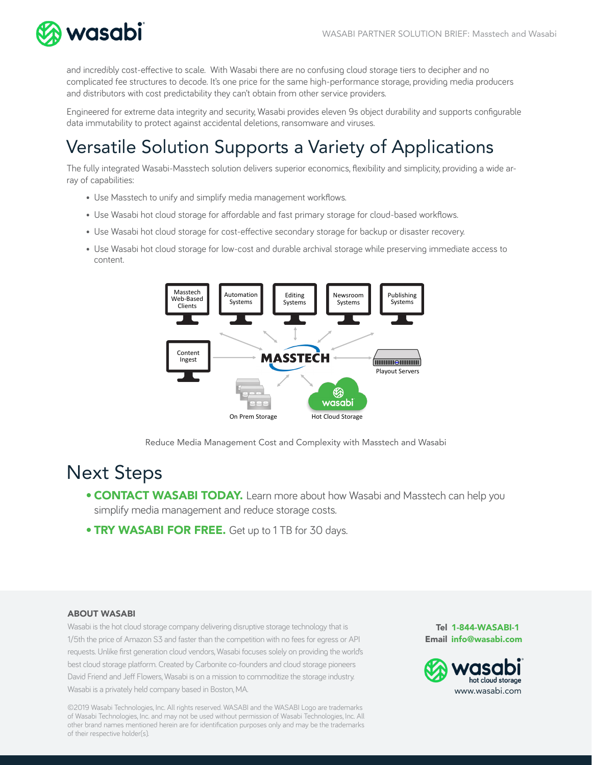and incredibly cost-effective to scale. With Wasabi there are no confusing cloud storage tiers to decipher and no complicated fee structures to decode. It's one price for the same high-performance storage, providing media producers and distributors with cost predictability they can't obtain from other service providers.

Engineered for extreme data integrity and security, Wasabi provides eleven 9s object durability and supports configurable data immutability to protect against accidental deletions, ransomware and viruses.

## Versatile Solution Supports a Variety of Applications

The fully integrated Wasabi-Masstech solution delivers superior economics, flexibility and simplicity, providing a wide array of capabilities:

- Use Masstech to unify and simplify media management workflows.
- Use Wasabi hot cloud storage for affordable and fast primary storage for cloud-based workflows.
- Use Wasabi hot cloud storage for cost-effective secondary storage for backup or disaster recovery.
- Use Wasabi hot cloud storage for low-cost and durable archival storage while preserving immediate access to content.

Masstech Web-Based Clients
Automation Systems
Editing Systems
Newsroom Systems
Publishing Systems
Content Ingest
MASSTECH
Playout Servers
On Prem Storage
wasabi
Hot Cloud Storage

Reduce Media Management Cost and Complexity with Masstech and Wasabi

## Next Steps

- **CONTACT WASABI TODAY.** Learn more about how Wasabi and Masstech can help you simplify media management and reduce storage costs.
- **TRY WASABI FOR FREE.** Get up to 1 TB for 30 days.

### ABOUT WASABI

Wasabi is the hot cloud storage company delivering disruptive storage technology that is 1/5th the price of Amazon S3 and faster than the competition with no fees for egress or API requests. Unlike first generation cloud vendors, Wasabi focuses solely on providing the world's best cloud storage platform. Created by Carbonite co-founders and cloud storage pioneers David Friend and Jeff Flowers, Wasabi is on a mission to commoditize the storage industry. Wasabi is a privately held company based in Boston, MA.

©2019 Wasabi Technologies, Inc. All rights reserved. WASABI and the WASABI Logo are trademarks of Wasabi Technologies, Inc. and may not be used without permission of Wasabi Technologies, Inc. All other brand names mentioned herein are for identification purposes only and may be the trademarks of their respective holder(s).

**Tel** 1-844-WASABI-1
**Email** info@wasabi.com

wasabi
hot cloud storage
www.wasabi.com